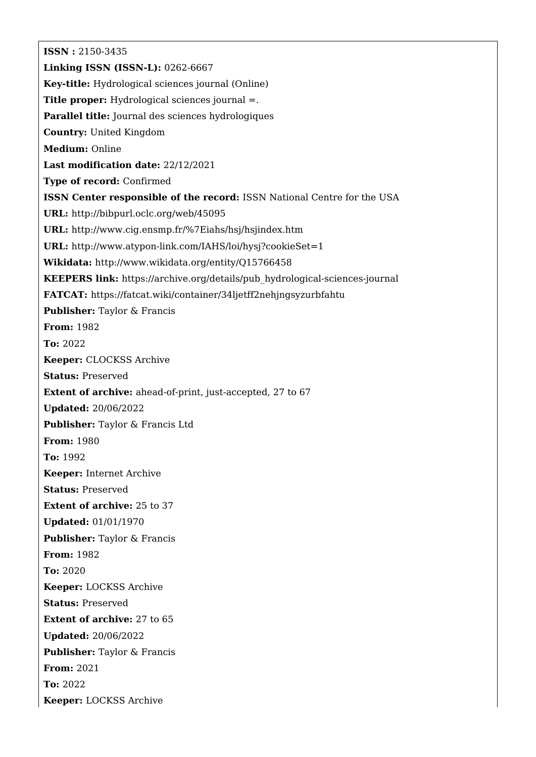**ISSN :** 2150-3435

**Linking ISSN (ISSN-L):** 0262-6667

**Key-title:** Hydrological sciences journal (Online)

**Title proper:** Hydrological sciences journal =.

**Parallel title:** Journal des sciences hydrologiques

**Country:** United Kingdom

**Medium:** Online

**Last modification date:** 22/12/2021

**Type of record:** Confirmed

**ISSN Center responsible of the record:** ISSN National Centre for the USA

**URL:** http://bibpurl.oclc.org/web/45095

**URL:** http://www.cig.ensmp.fr/%7Eiahs/hsj/hsjindex.htm

**URL:** http://www.atypon-link.com/IAHS/loi/hysj?cookieSet=1

**Wikidata:** http://www.wikidata.org/entity/Q15766458

**KEEPERS link:** https://archive.org/details/pub_hydrological-sciences-journal

**FATCAT:** https://fatcat.wiki/container/34ljetff2nehjngsyzurbfahtu

**Publisher:** Taylor & Francis

**From:** 1982

**To:** 2022

**Keeper:** CLOCKSS Archive

**Status:** Preserved

**Extent of archive:** ahead-of-print, just-accepted, 27 to 67

**Updated:** 20/06/2022

**Publisher:** Taylor & Francis Ltd

**From:** 1980

**To:** 1992

**Keeper:** Internet Archive

**Status:** Preserved

**Extent of archive:** 25 to 37

**Updated:** 01/01/1970

**Publisher:** Taylor & Francis

**From:** 1982

**To:** 2020

**Keeper:** LOCKSS Archive

**Status:** Preserved

**Extent of archive:** 27 to 65

**Updated:** 20/06/2022

**Publisher:** Taylor & Francis

**From:** 2021

**To:** 2022

**Keeper:** LOCKSS Archive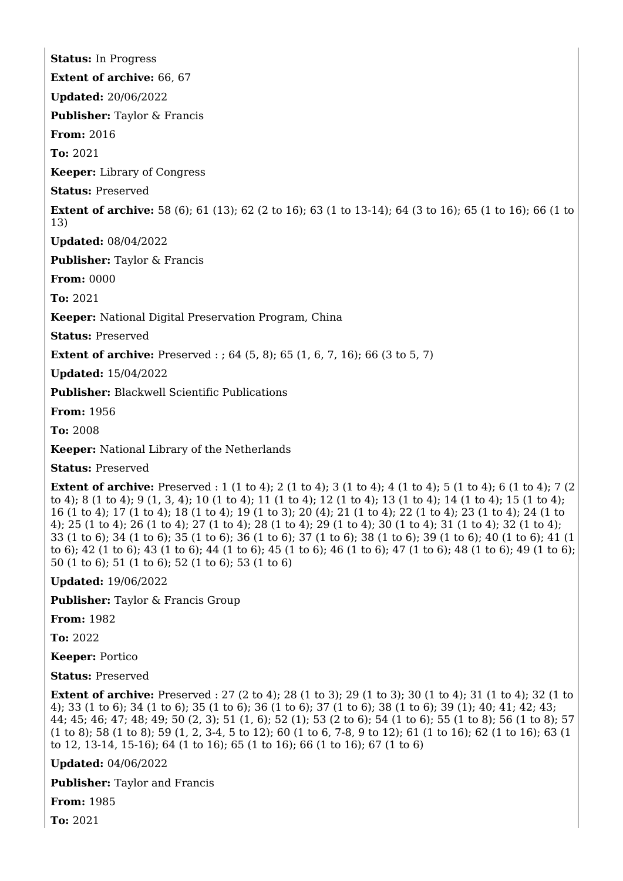**Status:** In Progress

**Extent of archive:** 66, 67

**Updated:** 20/06/2022

**Publisher:** Taylor & Francis

**From:** 2016

**To:** 2021

**Keeper:** Library of Congress

**Status:** Preserved

**Extent of archive:** 58 (6); 61 (13); 62 (2 to 16); 63 (1 to 13-14); 64 (3 to 16); 65 (1 to 16); 66 (1 to 13)

**Updated:** 08/04/2022

**Publisher:** Taylor & Francis

**From:** 0000

**To:** 2021

**Keeper:** National Digital Preservation Program, China

**Status:** Preserved

**Extent of archive:** Preserved : ; 64 (5, 8); 65 (1, 6, 7, 16); 66 (3 to 5, 7)

**Updated:** 15/04/2022

**Publisher:** Blackwell Scientific Publications

**From:** 1956

**To:** 2008

**Keeper:** National Library of the Netherlands

**Status:** Preserved

**Extent of archive:** Preserved : 1 (1 to 4); 2 (1 to 4); 3 (1 to 4); 4 (1 to 4); 5 (1 to 4); 6 (1 to 4); 7 (2 to 4); 8 (1 to 4); 9 (1, 3, 4); 10 (1 to 4); 11 (1 to 4); 12 (1 to 4); 13 (1 to 4); 14 (1 to 4); 15 (1 to 4); 16 (1 to 4); 17 (1 to 4); 18 (1 to 4); 19 (1 to 3); 20 (4); 21 (1 to 4); 22 (1 to 4); 23 (1 to 4); 24 (1 to 4); 25 (1 to 4); 26 (1 to 4); 27 (1 to 4); 28 (1 to 4); 29 (1 to 4); 30 (1 to 4); 31 (1 to 4); 32 (1 to 4); 33 (1 to 6); 34 (1 to 6); 35 (1 to 6); 36 (1 to 6); 37 (1 to 6); 38 (1 to 6); 39 (1 to 6); 40 (1 to 6); 41 (1 to 6); 42 (1 to 6); 43 (1 to 6); 44 (1 to 6); 45 (1 to 6); 46 (1 to 6); 47 (1 to 6); 48 (1 to 6); 49 (1 to 6); 50 (1 to 6); 51 (1 to 6); 52 (1 to 6); 53 (1 to 6)

**Updated:** 19/06/2022

**Publisher:** Taylor & Francis Group

**From:** 1982

**To:** 2022

**Keeper:** Portico

**Status:** Preserved

**Extent of archive:** Preserved : 27 (2 to 4); 28 (1 to 3); 29 (1 to 3); 30 (1 to 4); 31 (1 to 4); 32 (1 to 4); 33 (1 to 6); 34 (1 to 6); 35 (1 to 6); 36 (1 to 6); 37 (1 to 6); 38 (1 to 6); 39 (1); 40; 41; 42; 43; 44; 45; 46; 47; 48; 49; 50 (2, 3); 51 (1, 6); 52 (1); 53 (2 to 6); 54 (1 to 6); 55 (1 to 8); 56 (1 to 8); 57 (1 to 8); 58 (1 to 8); 59 (1, 2, 3-4, 5 to 12); 60 (1 to 6, 7-8, 9 to 12); 61 (1 to 16); 62 (1 to 16); 63 (1 to 12, 13-14, 15-16); 64 (1 to 16); 65 (1 to 16); 66 (1 to 16); 67 (1 to 6)

**Updated:** 04/06/2022

**Publisher:** Taylor and Francis

**From:** 1985

**To:** 2021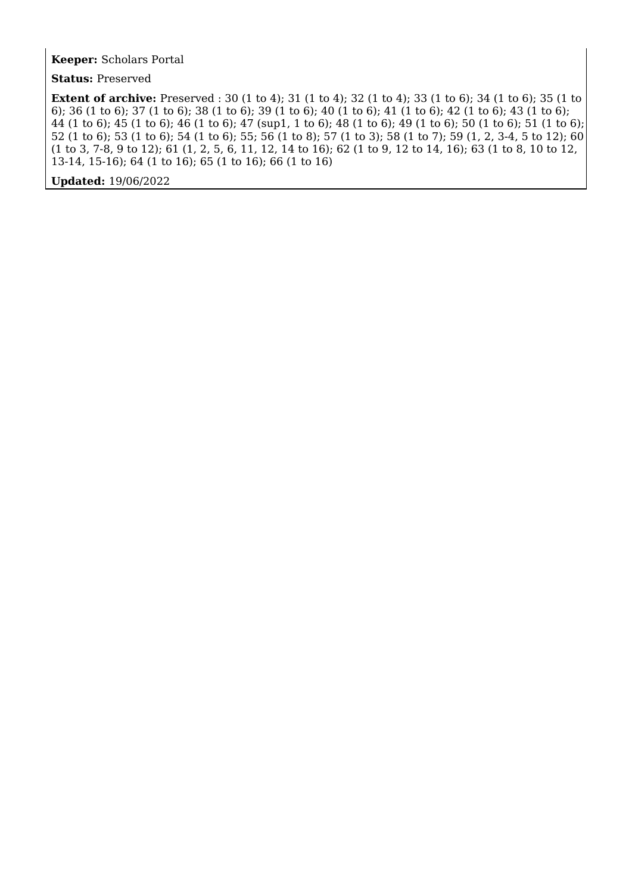**Keeper:** Scholars Portal

**Status:** Preserved

**Extent of archive:** Preserved : 30 (1 to 4); 31 (1 to 4); 32 (1 to 4); 33 (1 to 6); 34 (1 to 6); 35 (1 to 6); 36 (1 to 6); 37 (1 to 6); 38 (1 to 6); 39 (1 to 6); 40 (1 to 6); 41 (1 to 6); 42 (1 to 6); 43 (1 to 6); 44 (1 to 6); 45 (1 to 6); 46 (1 to 6); 47 (sup1, 1 to 6); 48 (1 to 6); 49 (1 to 6); 50 (1 to 6); 51 (1 to 6); 52 (1 to 6); 53 (1 to 6); 54 (1 to 6); 55; 56 (1 to 8); 57 (1 to 3); 58 (1 to 7); 59 (1, 2, 3-4, 5 to 12); 60 (1 to 3, 7-8, 9 to 12); 61 (1, 2, 5, 6, 11, 12, 14 to 16); 62 (1 to 9, 12 to 14, 16); 63 (1 to 8, 10 to 12, 13-14, 15-16); 64 (1 to 16); 65 (1 to 16); 66 (1 to 16)

**Updated:** 19/06/2022